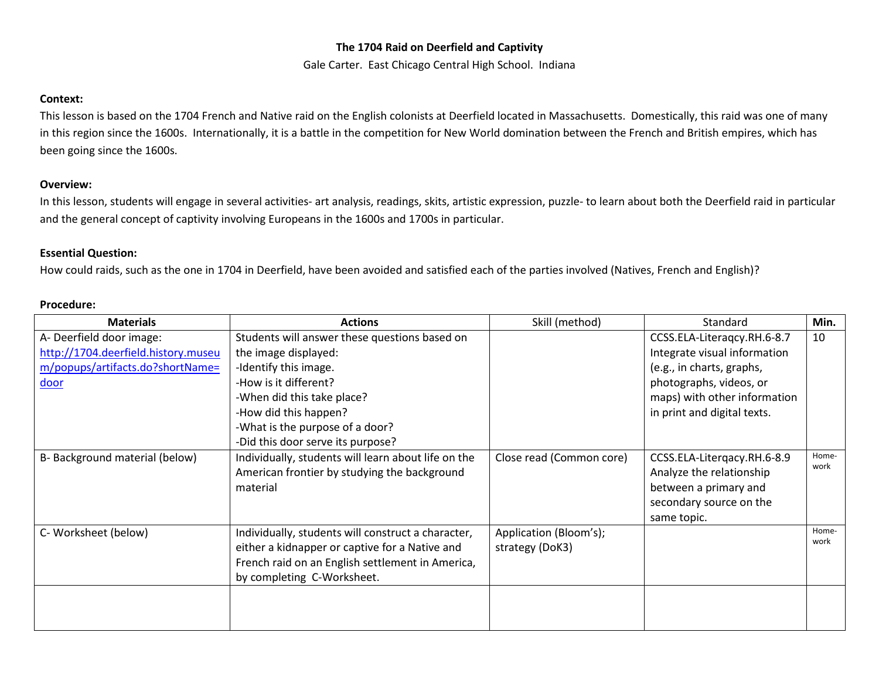# The 1704 Raid on Deerfield and Captivity

Gale Carter. East Chicago Central High School. Indiana

**Context:**

This lesson is based on the 1704 French and Native raid on the English colonists at Deerfield located in Massachusetts. Domestically, this raid was one of many in this region since the 1600s. Internationally, it is a battle in the competition for New World domination between the French and British empires, which has been going since the 1600s.

**Overview:**

In this lesson, students will engage in several activities- art analysis, readings, skits, artistic expression, puzzle- to learn about both the Deerfield raid in particular and the general concept of captivity involving Europeans in the 1600s and 1700s in particular.

**Essential Question:**

How could raids, such as the one in 1704 in Deerfield, have been avoided and satisfied each of the parties involved (Natives, French and English)?

**Procedure:**

| Materials | Actions | Skill (method) | Standard | Min. |
|---|---|---|---|---|
| A- Deerfield door image: [http://1704.deerfield.history.museum/popups/artifacts.do?shortName=door](http://1704.deerfield.history.museum/popups/artifacts.do?shortName=door) | Students will answer these questions based on the image displayed:<br>-Identify this image.<br>-How is it different?<br>-When did this take place?<br>-How did this happen?<br>-What is the purpose of a door?<br>-Did this door serve its purpose? | | CCSS.ELA-Literaqcy.RH.6-8.7 Integrate visual information (e.g., in charts, graphs, photographs, videos, or maps) with other information in print and digital texts. | 10 |
| B- Background material (below) | Individually, students will learn about life on the American frontier by studying the background material | Close read (Common core) | CCSS.ELA-Literqacy.RH.6-8.9 Analyze the relationship between a primary and secondary source on the same topic. | Home-work |
| C- Worksheet (below) | Individually, students will construct a character, either a kidnapper or captive for a Native and French raid on an English settlement in America, by completing C-Worksheet. | Application (Bloom's); strategy (DoK3) | | Home-work |
| | | | | |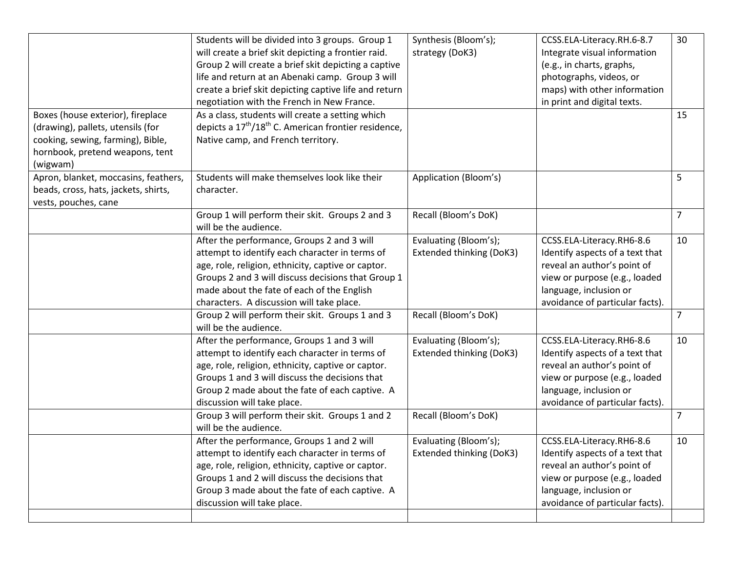| | | | | |
|---|---|---|---|---|
| | Students will be divided into 3 groups. Group 1 will create a brief skit depicting a frontier raid. Group 2 will create a brief skit depicting a captive life and return at an Abenaki camp. Group 3 will create a brief skit depicting captive life and return negotiation with the French in New France. | Synthesis (Bloom's); strategy (DoK3) | CCSS.ELA-Literacy.RH.6-8.7 Integrate visual information (e.g., in charts, graphs, photographs, videos, or maps) with other information in print and digital texts. | 30 |
| Boxes (house exterior), fireplace (drawing), pallets, utensils (for cooking, sewing, farming), Bible, hornbook, pretend weapons, tent (wigwam) | As a class, students will create a setting which depicts a 17th/18th C. American frontier residence, Native camp, and French territory. | | | 15 |
| Apron, blanket, moccasins, feathers, beads, cross, hats, jackets, shirts, vests, pouches, cane | Students will make themselves look like their character. | Application (Bloom's) | | 5 |
| | Group 1 will perform their skit. Groups 2 and 3 will be the audience. | Recall (Bloom's DoK) | | 7 |
| | After the performance, Groups 2 and 3 will attempt to identify each character in terms of age, role, religion, ethnicity, captive or captor. Groups 2 and 3 will discuss decisions that Group 1 made about the fate of each of the English characters. A discussion will take place. | Evaluating (Bloom's); Extended thinking (DoK3) | CCSS.ELA-Literacy.RH6-8.6 Identify aspects of a text that reveal an author's point of view or purpose (e.g., loaded language, inclusion or avoidance of particular facts). | 10 |
| | Group 2 will perform their skit. Groups 1 and 3 will be the audience. | Recall (Bloom's DoK) | | 7 |
| | After the performance, Groups 1 and 3 will attempt to identify each character in terms of age, role, religion, ethnicity, captive or captor. Groups 1 and 3 will discuss the decisions that Group 2 made about the fate of each captive. A discussion will take place. | Evaluating (Bloom's); Extended thinking (DoK3) | CCSS.ELA-Literacy.RH6-8.6 Identify aspects of a text that reveal an author's point of view or purpose (e.g., loaded language, inclusion or avoidance of particular facts). | 10 |
| | Group 3 will perform their skit. Groups 1 and 2 will be the audience. | Recall (Bloom's DoK) | | 7 |
| | After the performance, Groups 1 and 2 will attempt to identify each character in terms of age, role, religion, ethnicity, captive or captor. Groups 1 and 2 will discuss the decisions that Group 3 made about the fate of each captive. A discussion will take place. | Evaluating (Bloom's); Extended thinking (DoK3) | CCSS.ELA-Literacy.RH6-8.6 Identify aspects of a text that reveal an author's point of view or purpose (e.g., loaded language, inclusion or avoidance of particular facts). | 10 |
| | | | | |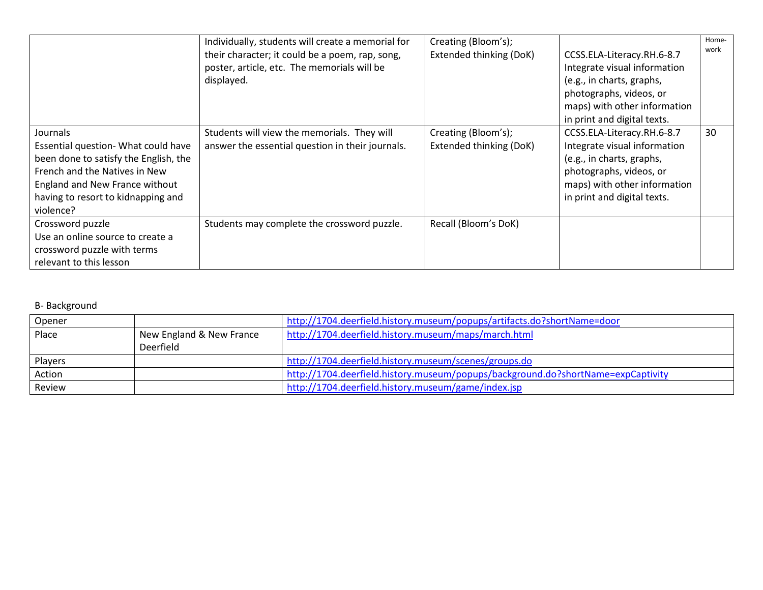| | | | | |
|---|---|---|---|---|
| | Individually, students will create a memorial for their character; it could be a poem, rap, song, poster, article, etc. The memorials will be displayed. | Creating (Bloom's); Extended thinking (DoK) | CCSS.ELA-Literacy.RH.6-8.7 Integrate visual information (e.g., in charts, graphs, photographs, videos, or maps) with other information in print and digital texts. | Home-work |
| Journals<br>Essential question- What could have been done to satisfy the English, the French and the Natives in New England and New France without having to resort to kidnapping and violence? | Students will view the memorials. They will answer the essential question in their journals. | Creating (Bloom's); Extended thinking (DoK) | CCSS.ELA-Literacy.RH.6-8.7 Integrate visual information (e.g., in charts, graphs, photographs, videos, or maps) with other information in print and digital texts. | 30 |
| Crossword puzzle<br>Use an online source to create a crossword puzzle with terms relevant to this lesson | Students may complete the crossword puzzle. | Recall (Bloom's DoK) | | |

B- Background

| | | |
|---|---|---|
| Opener | | http://1704.deerfield.history.museum/popups/artifacts.do?shortName=door |
| Place | New England & New France Deerfield | http://1704.deerfield.history.museum/maps/march.html |
| Players | | http://1704.deerfield.history.museum/scenes/groups.do |
| Action | | http://1704.deerfield.history.museum/popups/background.do?shortName=expCaptivity |
| Review | | http://1704.deerfield.history.museum/game/index.jsp |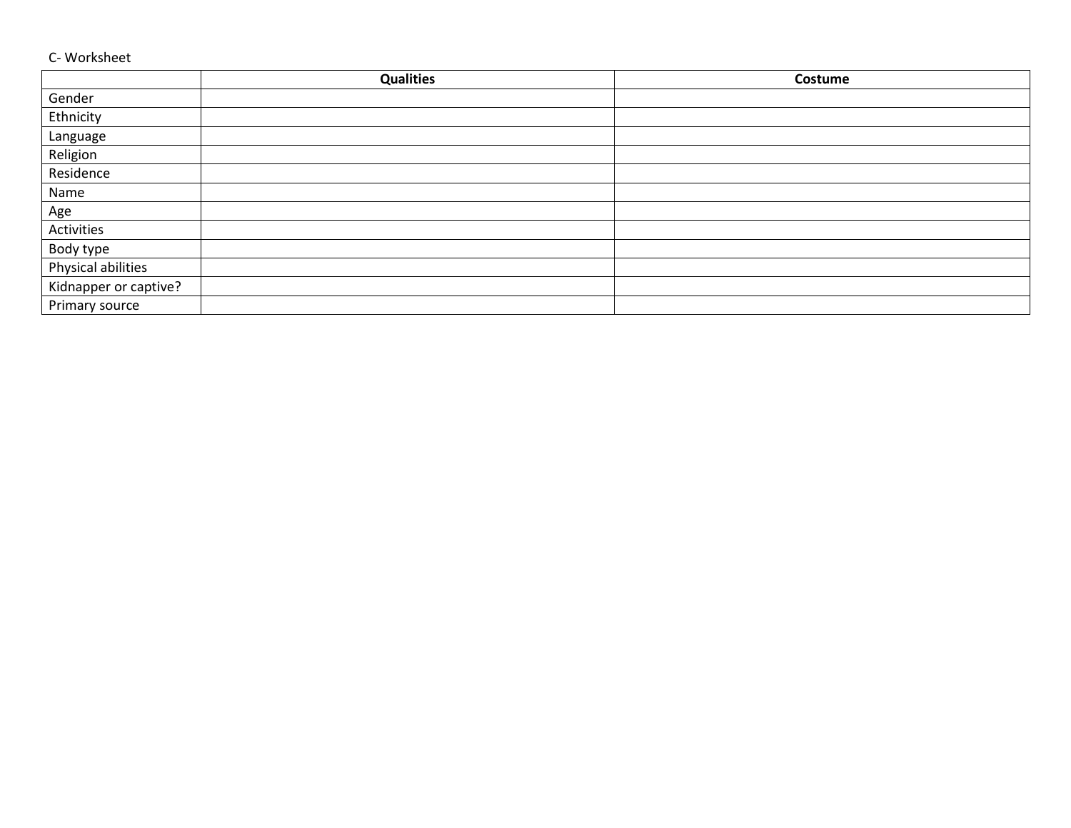C- Worksheet

| | Qualities | Costume |
|---|---|---|
| Gender | | |
| Ethnicity | | |
| Language | | |
| Religion | | |
| Residence | | |
| Name | | |
| Age | | |
| Activities | | |
| Body type | | |
| Physical abilities | | |
| Kidnapper or captive? | | |
| Primary source | | |